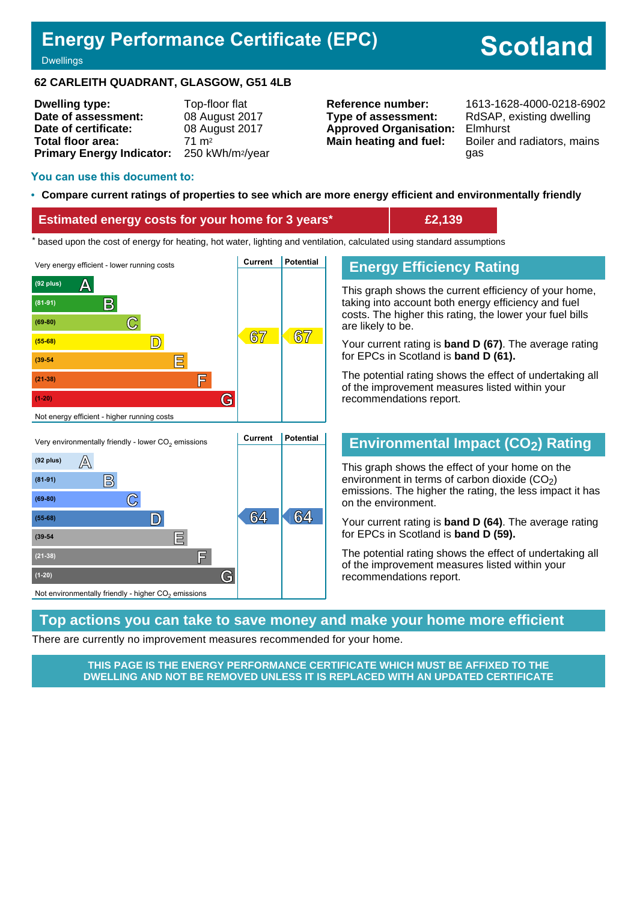# Energy Performance Certificate (EPC)

Dwellings

**Scotland**

## 62 CARLEITH QUADRANT, GLASGOW, G51 4LB

| | |
|---|---|
| **Dwelling type:** | Top-floor flat |
| **Date of assessment:** | 08 August 2017 |
| **Date of certificate:** | 08 August 2017 |
| **Total floor area:** | 71 m² |
| **Primary Energy Indicator:** | 250 kWh/m²/year |

| | |
|---|---|
| **Reference number:** | 1613-1628-4000-0218-6902 |
| **Type of assessment:** | RdSAP, existing dwelling |
| **Approved Organisation:** | Elmhurst |
| **Main heating and fuel:** | Boiler and radiators, mains gas |

### You can use this document to:

- **Compare current ratings of properties to see which are more energy efficient and environmentally friendly**

| **Estimated energy costs for your home for 3 years*** | **£2,139** |
|---|---|

* based upon the cost of energy for heating, hot water, lighting and ventilation, calculated using standard assumptions

Very energy efficient - lower running costs

| Rating | Band | Current | Potential |
|---|---|---|---|
| (92 plus) | A | | |
| (81-91) | B | | |
| (69-80) | C | | |
| (55-68) | D | 67 | 67 |
| (39-54 | E | | |
| (21-38) | F | | |
| (1-20) | G | | |

Not energy efficient - higher running costs

## Energy Efficiency Rating

This graph shows the current efficiency of your home, taking into account both energy efficiency and fuel costs. The higher this rating, the lower your fuel bills are likely to be.

Your current rating is **band D (67)**. The average rating for EPCs in Scotland is **band D (61).**

The potential rating shows the effect of undertaking all of the improvement measures listed within your recommendations report.

Very environmentally friendly - lower $CO_2$ emissions

| Rating | Band | Current | Potential |
|---|---|---|---|
| (92 plus) | A | | |
| (81-91) | B | | |
| (69-80) | C | | |
| (55-68) | D | 64 | 64 |
| (39-54 | E | | |
| (21-38) | F | | |
| (1-20) | G | | |

Not environmentally friendly - higher $CO_2$ emissions

## Environmental Impact ($CO_2$) Rating

This graph shows the effect of your home on the environment in terms of carbon dioxide ($CO_2$) emissions. The higher the rating, the less impact it has on the environment.

Your current rating is **band D (64)**. The average rating for EPCs in Scotland is **band D (59).**

The potential rating shows the effect of undertaking all of the improvement measures listed within your recommendations report.

## Top actions you can take to save money and make your home more efficient

There are currently no improvement measures recommended for your home.

**THIS PAGE IS THE ENERGY PERFORMANCE CERTIFICATE WHICH MUST BE AFFIXED TO THE DWELLING AND NOT BE REMOVED UNLESS IT IS REPLACED WITH AN UPDATED CERTIFICATE**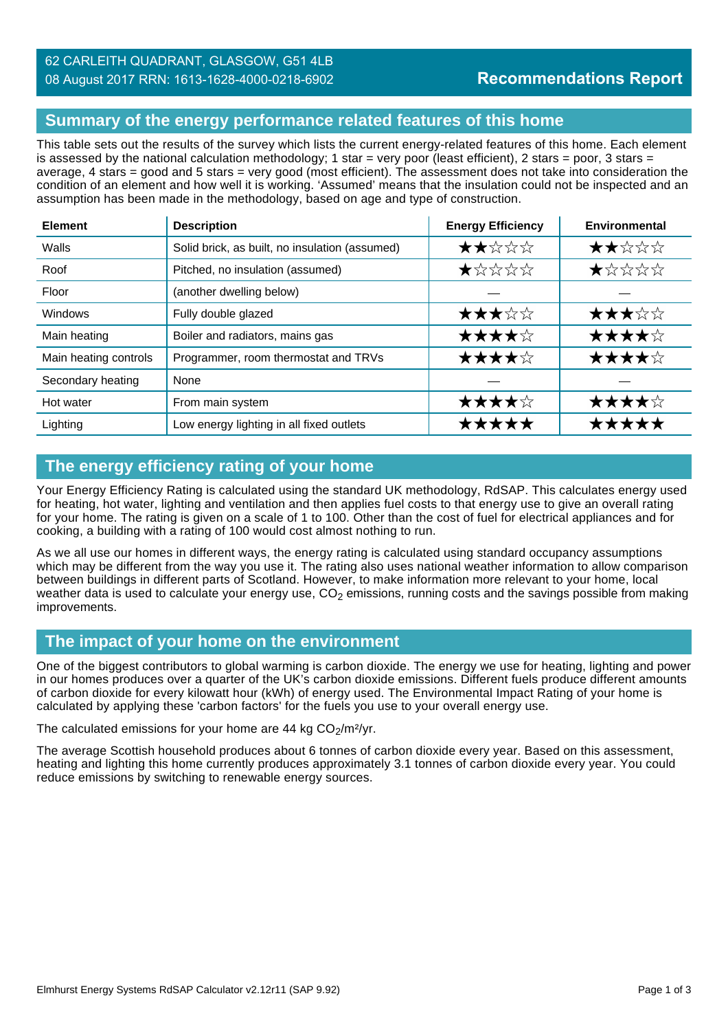62 CARLEITH QUADRANT, GLASGOW, G51 4LB
08 August 2017 RRN: 1613-1628-4000-0218-6902

**Recommendations Report**

## Summary of the energy performance related features of this home

This table sets out the results of the survey which lists the current energy-related features of this home. Each element is assessed by the national calculation methodology; 1 star = very poor (least efficient), 2 stars = poor, 3 stars = average, 4 stars = good and 5 stars = very good (most efficient). The assessment does not take into consideration the condition of an element and how well it is working. 'Assumed' means that the insulation could not be inspected and an assumption has been made in the methodology, based on age and type of construction.

| Element | Description | Energy Efficiency | Environmental |
|---|---|---|---|
| Walls | Solid brick, as built, no insulation (assumed) | ★★☆☆☆ | ★★☆☆☆ |
| Roof | Pitched, no insulation (assumed) | ★☆☆☆☆ | ★☆☆☆☆ |
| Floor | (another dwelling below) | — | — |
| Windows | Fully double glazed | ★★★☆☆ | ★★★☆☆ |
| Main heating | Boiler and radiators, mains gas | ★★★★☆ | ★★★★☆ |
| Main heating controls | Programmer, room thermostat and TRVs | ★★★★☆ | ★★★★☆ |
| Secondary heating | None | — | — |
| Hot water | From main system | ★★★★☆ | ★★★★☆ |
| Lighting | Low energy lighting in all fixed outlets | ★★★★★ | ★★★★★ |

## The energy efficiency rating of your home

Your Energy Efficiency Rating is calculated using the standard UK methodology, RdSAP. This calculates energy used for heating, hot water, lighting and ventilation and then applies fuel costs to that energy use to give an overall rating for your home. The rating is given on a scale of 1 to 100. Other than the cost of fuel for electrical appliances and for cooking, a building with a rating of 100 would cost almost nothing to run.

As we all use our homes in different ways, the energy rating is calculated using standard occupancy assumptions which may be different from the way you use it. The rating also uses national weather information to allow comparison between buildings in different parts of Scotland. However, to make information more relevant to your home, local weather data is used to calculate your energy use, $CO_2$ emissions, running costs and the savings possible from making improvements.

## The impact of your home on the environment

One of the biggest contributors to global warming is carbon dioxide. The energy we use for heating, lighting and power in our homes produces over a quarter of the UK's carbon dioxide emissions. Different fuels produce different amounts of carbon dioxide for every kilowatt hour (kWh) of energy used. The Environmental Impact Rating of your home is calculated by applying these 'carbon factors' for the fuels you use to your overall energy use.

The calculated emissions for your home are 44 kg $CO_2/m^2/yr$.

The average Scottish household produces about 6 tonnes of carbon dioxide every year. Based on this assessment, heating and lighting this home currently produces approximately 3.1 tonnes of carbon dioxide every year. You could reduce emissions by switching to renewable energy sources.

Elmhurst Energy Systems RdSAP Calculator v2.12r11 (SAP 9.92)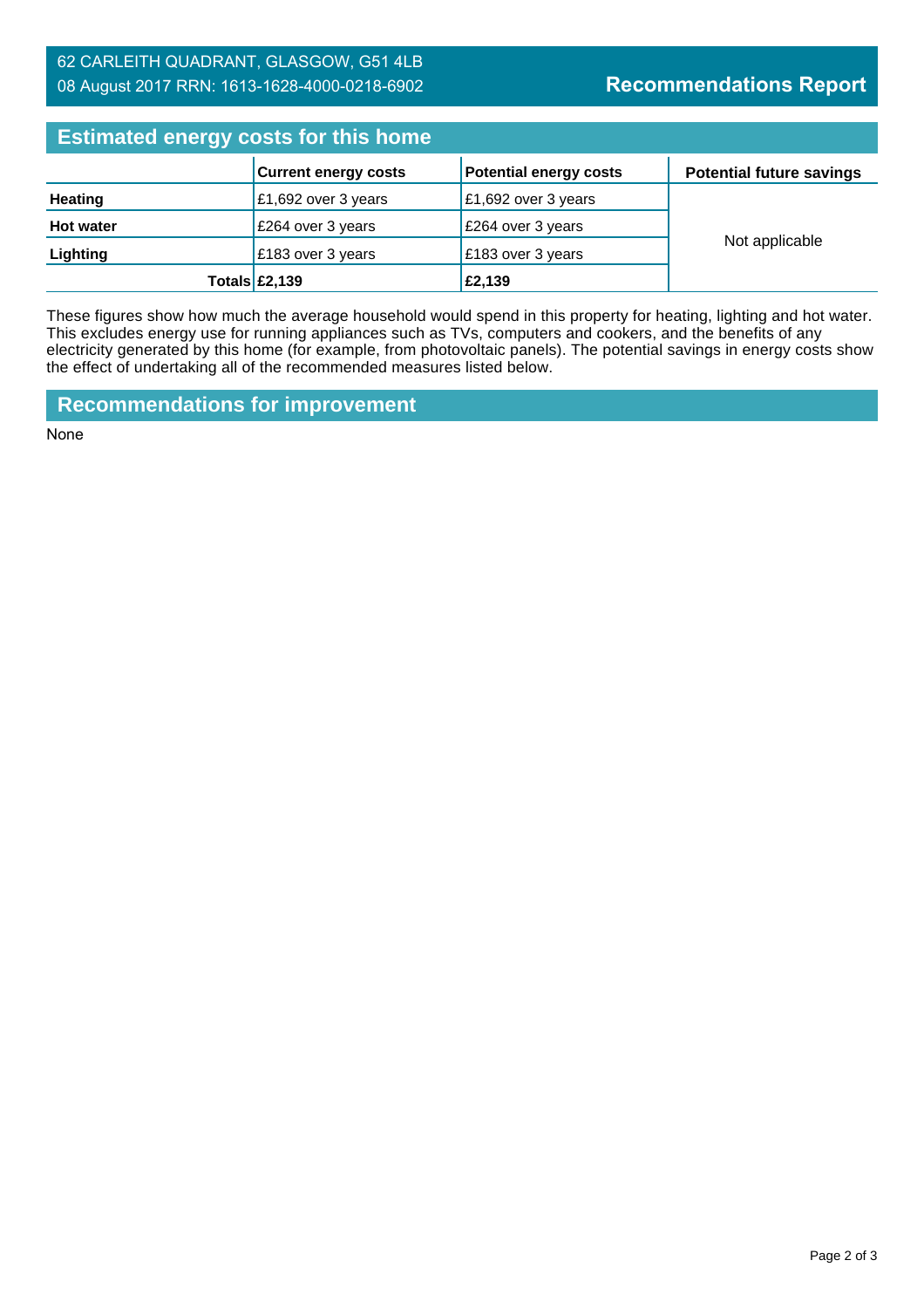62 CARLEITH QUADRANT, GLASGOW, G51 4LB
08 August 2017 RRN: 1613-1628-4000-0218-6902

**Recommendations Report**

## Estimated energy costs for this home

| | Current energy costs | Potential energy costs | Potential future savings |
|---|---|---|---|
| **Heating** | £1,692 over 3 years | £1,692 over 3 years | Not applicable |
| **Hot water** | £264 over 3 years | £264 over 3 years | |
| **Lighting** | £183 over 3 years | £183 over 3 years | |
| **Totals** | **£2,139** | **£2,139** | |

These figures show how much the average household would spend in this property for heating, lighting and hot water. This excludes energy use for running appliances such as TVs, computers and cookers, and the benefits of any electricity generated by this home (for example, from photovoltaic panels). The potential savings in energy costs show the effect of undertaking all of the recommended measures listed below.

## Recommendations for improvement

None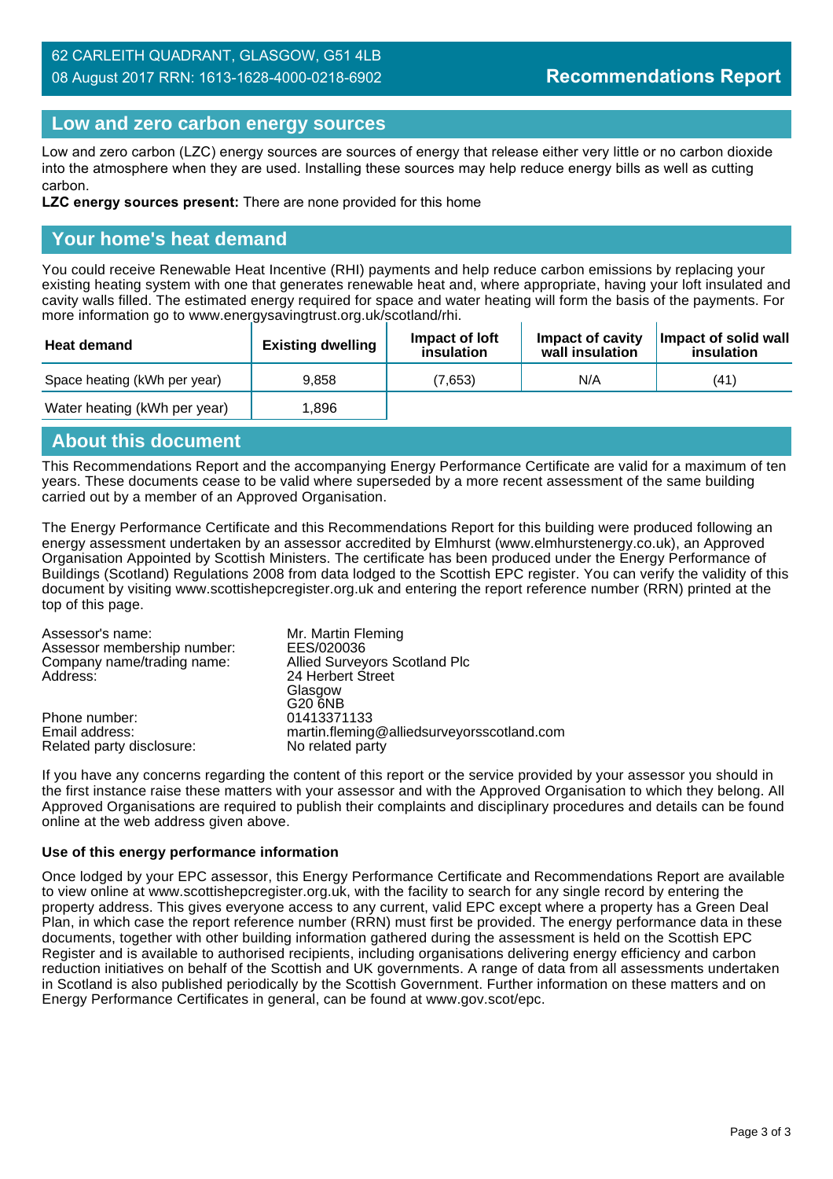## Low and zero carbon energy sources

Low and zero carbon (LZC) energy sources are sources of energy that release either very little or no carbon dioxide into the atmosphere when they are used. Installing these sources may help reduce energy bills as well as cutting carbon.

**LZC energy sources present:** There are none provided for this home

## Your home's heat demand

You could receive Renewable Heat Incentive (RHI) payments and help reduce carbon emissions by replacing your existing heating system with one that generates renewable heat and, where appropriate, having your loft insulated and cavity walls filled. The estimated energy required for space and water heating will form the basis of the payments. For more information go to www.energysavingtrust.org.uk/scotland/rhi.

| Heat demand | Existing dwelling | Impact of loft insulation | Impact of cavity wall insulation | Impact of solid wall insulation |
|---|---|---|---|---|
| Space heating (kWh per year) | 9,858 | (7,653) | N/A | (41) |
| Water heating (kWh per year) | 1,896 | | | |

## About this document

This Recommendations Report and the accompanying Energy Performance Certificate are valid for a maximum of ten years. These documents cease to be valid where superseded by a more recent assessment of the same building carried out by a member of an Approved Organisation.

The Energy Performance Certificate and this Recommendations Report for this building were produced following an energy assessment undertaken by an assessor accredited by Elmhurst (www.elmhurstenergy.co.uk), an Approved Organisation Appointed by Scottish Ministers. The certificate has been produced under the Energy Performance of Buildings (Scotland) Regulations 2008 from data lodged to the Scottish EPC register. You can verify the validity of this document by visiting www.scottishepcregister.org.uk and entering the report reference number (RRN) printed at the top of this page.

| | |
|---|---|
| Assessor's name: | Mr. Martin Fleming |
| Assessor membership number: | EES/020036 |
| Company name/trading name: | Allied Surveyors Scotland Plc |
| Address: | 24 Herbert Street<br>Glasgow<br>G20 6NB |
| Phone number: | 01413371133 |
| Email address: | martin.fleming@alliedsurveyorsscotland.com |
| Related party disclosure: | No related party |

If you have any concerns regarding the content of this report or the service provided by your assessor you should in the first instance raise these matters with your assessor and with the Approved Organisation to which they belong. All Approved Organisations are required to publish their complaints and disciplinary procedures and details can be found online at the web address given above.

### Use of this energy performance information

Once lodged by your EPC assessor, this Energy Performance Certificate and Recommendations Report are available to view online at www.scottishepcregister.org.uk, with the facility to search for any single record by entering the property address. This gives everyone access to any current, valid EPC except where a property has a Green Deal Plan, in which case the report reference number (RRN) must first be provided. The energy performance data in these documents, together with other building information gathered during the assessment is held on the Scottish EPC Register and is available to authorised recipients, including organisations delivering energy efficiency and carbon reduction initiatives on behalf of the Scottish and UK governments. A range of data from all assessments undertaken in Scotland is also published periodically by the Scottish Government. Further information on these matters and on Energy Performance Certificates in general, can be found at www.gov.scot/epc.